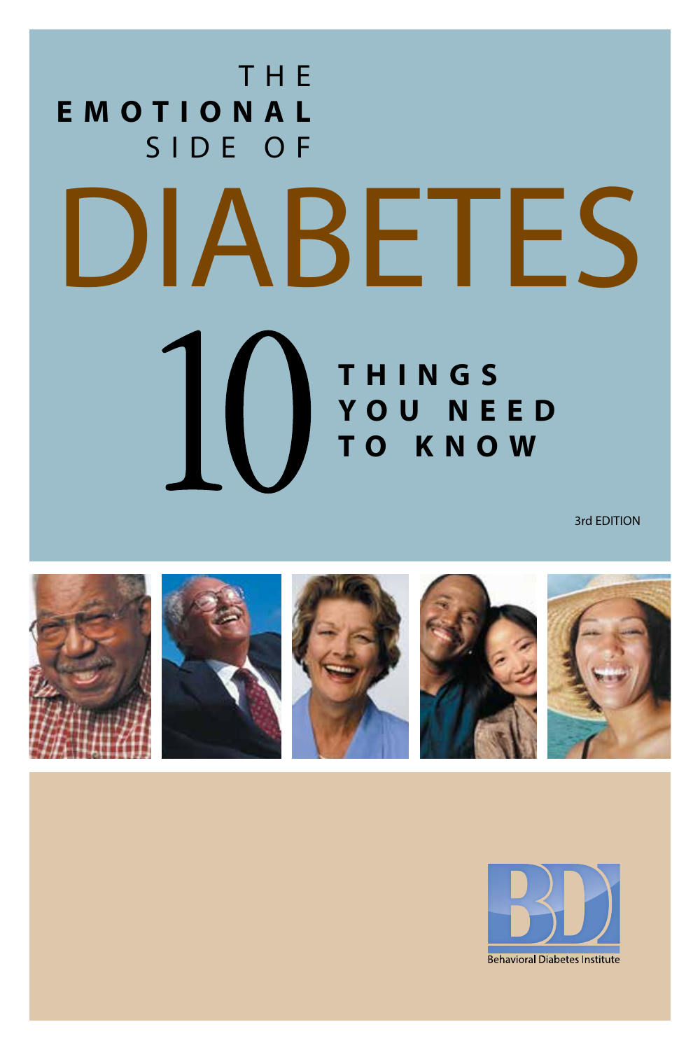# THE EMOTIONAL SIDE OF DIABETES

## 10 THINGS YOU NEED TO KNOW

3rd EDITION

Behavioral Diabetes Institute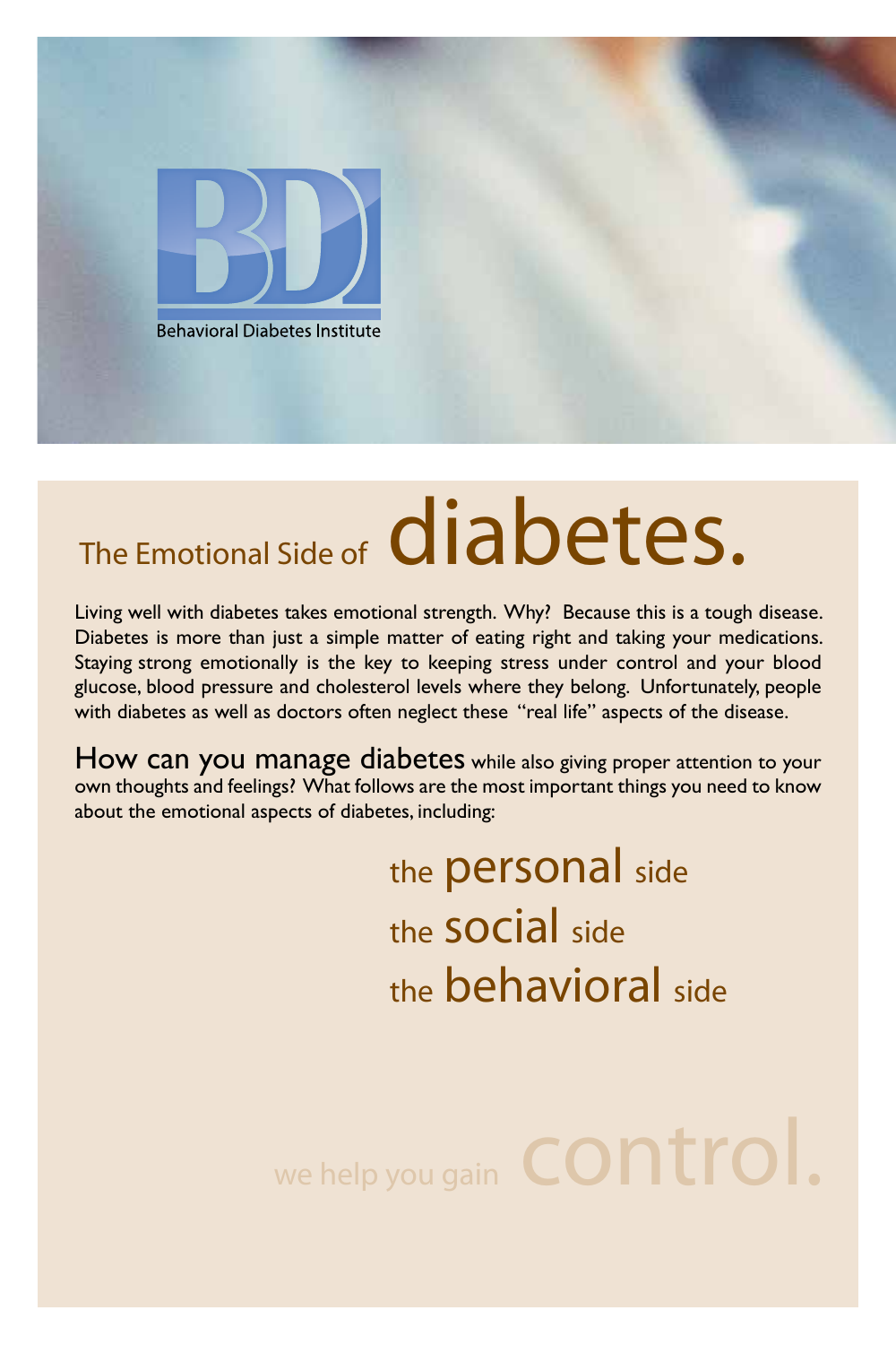BDI

Behavioral Diabetes Institute

# The Emotional Side of diabetes.

Living well with diabetes takes emotional strength. Why? Because this is a tough disease. Diabetes is more than just a simple matter of eating right and taking your medications. Staying strong emotionally is the key to keeping stress under control and your blood glucose, blood pressure and cholesterol levels where they belong. Unfortunately, people with diabetes as well as doctors often neglect these "real life" aspects of the disease.

**How can you manage diabetes** while also giving proper attention to your own thoughts and feelings? What follows are the most important things you need to know about the emotional aspects of diabetes, including:

the **personal** side

the **social** side

the **behavioral** side

we help you gain control.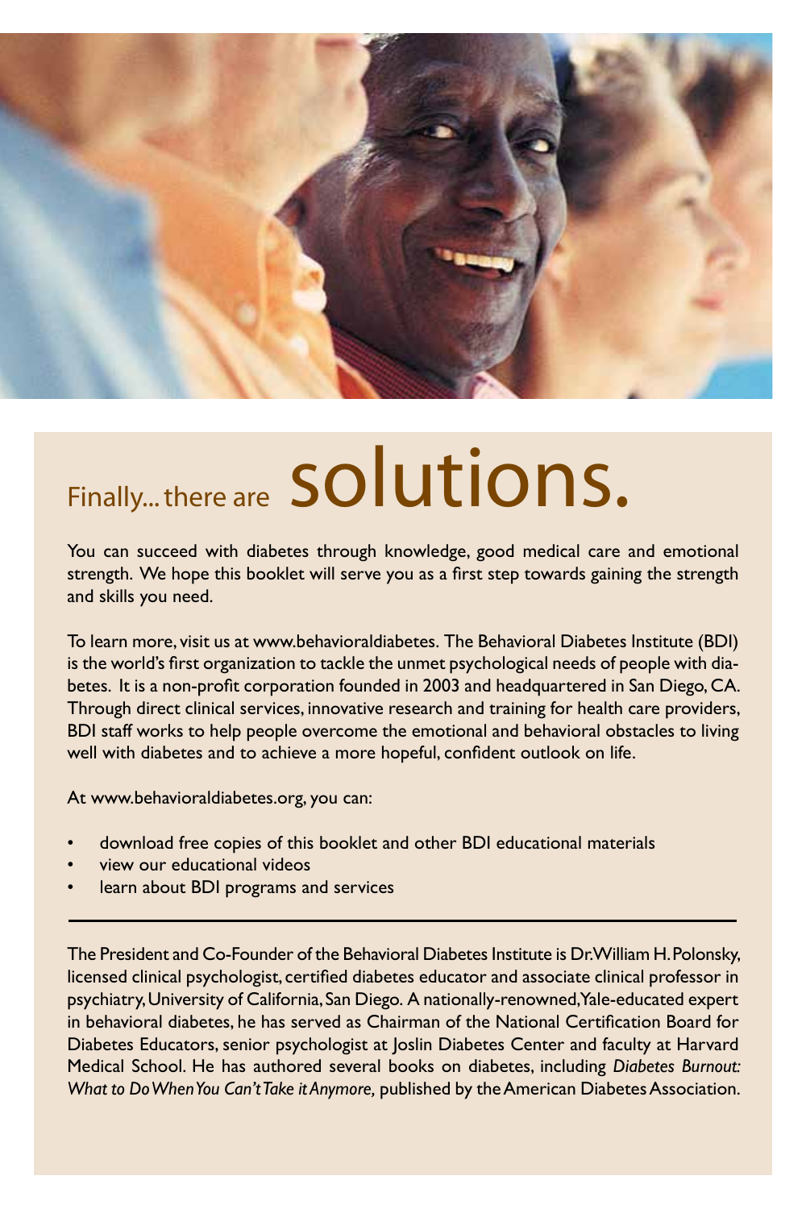# Finally... there are solutions.

You can succeed with diabetes through knowledge, good medical care and emotional strength. We hope this booklet will serve you as a first step towards gaining the strength and skills you need.

To learn more, visit us at www.behavioraldiabetes. The Behavioral Diabetes Institute (BDI) is the world's first organization to tackle the unmet psychological needs of people with diabetes. It is a non-profit corporation founded in 2003 and headquartered in San Diego, CA. Through direct clinical services, innovative research and training for health care providers, BDI staff works to help people overcome the emotional and behavioral obstacles to living well with diabetes and to achieve a more hopeful, confident outlook on life.

At www.behavioraldiabetes.org, you can:

- download free copies of this booklet and other BDI educational materials
- view our educational videos
- learn about BDI programs and services

---

The President and Co-Founder of the Behavioral Diabetes Institute is Dr. William H. Polonsky, licensed clinical psychologist, certified diabetes educator and associate clinical professor in psychiatry, University of California, San Diego. A nationally-renowned, Yale-educated expert in behavioral diabetes, he has served as Chairman of the National Certification Board for Diabetes Educators, senior psychologist at Joslin Diabetes Center and faculty at Harvard Medical School. He has authored several books on diabetes, including *Diabetes Burnout: What to Do When You Can't Take it Anymore,* published by the American Diabetes Association.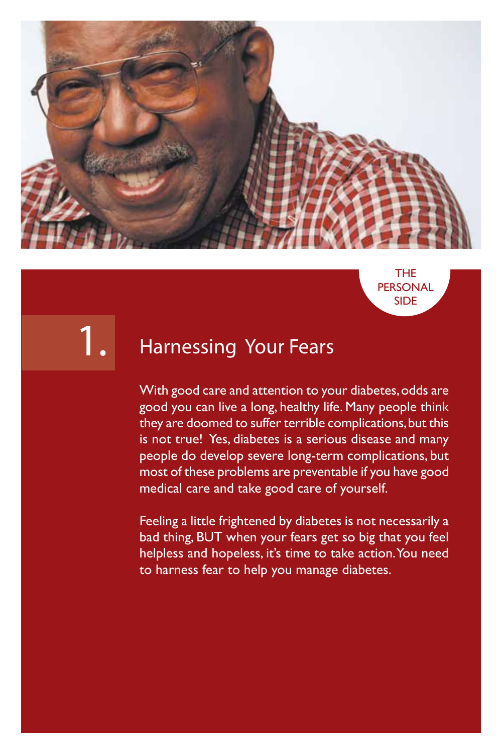THE PERSONAL SIDE

# 1. Harnessing Your Fears

With good care and attention to your diabetes, odds are good you can live a long, healthy life. Many people think they are doomed to suffer terrible complications, but this is not true! Yes, diabetes is a serious disease and many people do develop severe long-term complications, but most of these problems are preventable if you have good medical care and take good care of yourself.

Feeling a little frightened by diabetes is not necessarily a bad thing, BUT when your fears get so big that you feel helpless and hopeless, it's time to take action. You need to harness fear to help you manage diabetes.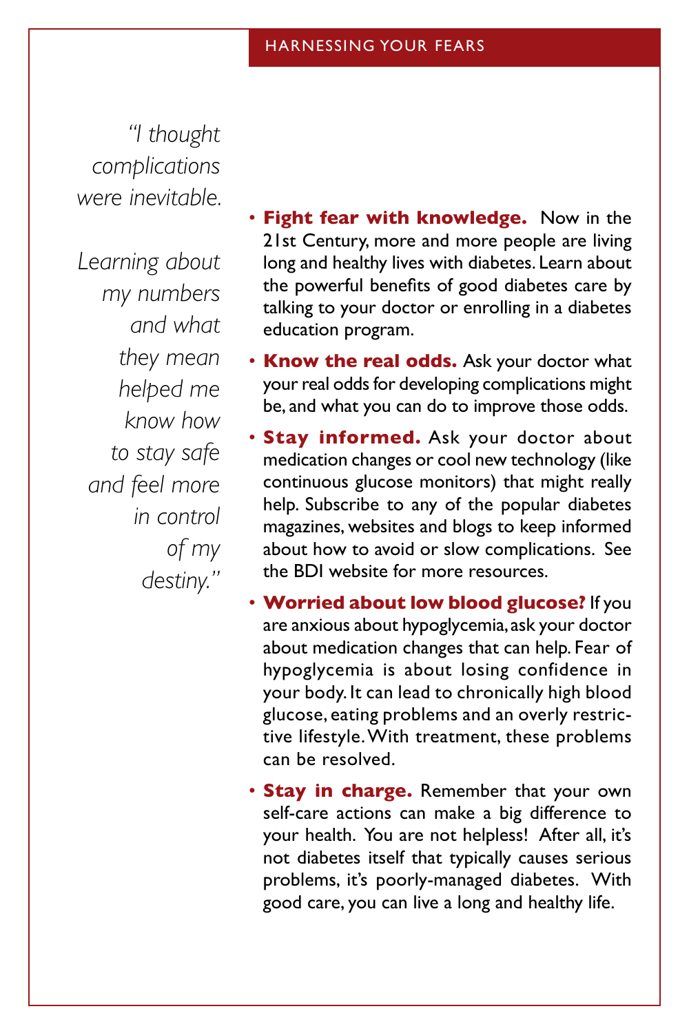## HARNESSING YOUR FEARS

*"I thought complications were inevitable.*

*Learning about my numbers and what they mean helped me know how to stay safe and feel more in control of my destiny."*

- **Fight fear with knowledge.** Now in the 21st Century, more and more people are living long and healthy lives with diabetes. Learn about the powerful benefits of good diabetes care by talking to your doctor or enrolling in a diabetes education program.
- **Know the real odds.** Ask your doctor what your real odds for developing complications might be, and what you can do to improve those odds.
- **Stay informed.** Ask your doctor about medication changes or cool new technology (like continuous glucose monitors) that might really help. Subscribe to any of the popular diabetes magazines, websites and blogs to keep informed about how to avoid or slow complications. See the BDI website for more resources.
- **Worried about low blood glucose?** If you are anxious about hypoglycemia, ask your doctor about medication changes that can help. Fear of hypoglycemia is about losing confidence in your body. It can lead to chronically high blood glucose, eating problems and an overly restrictive lifestyle. With treatment, these problems can be resolved.
- **Stay in charge.** Remember that your own self-care actions can make a big difference to your health. You are not helpless! After all, it's not diabetes itself that typically causes serious problems, it's poorly-managed diabetes. With good care, you can live a long and healthy life.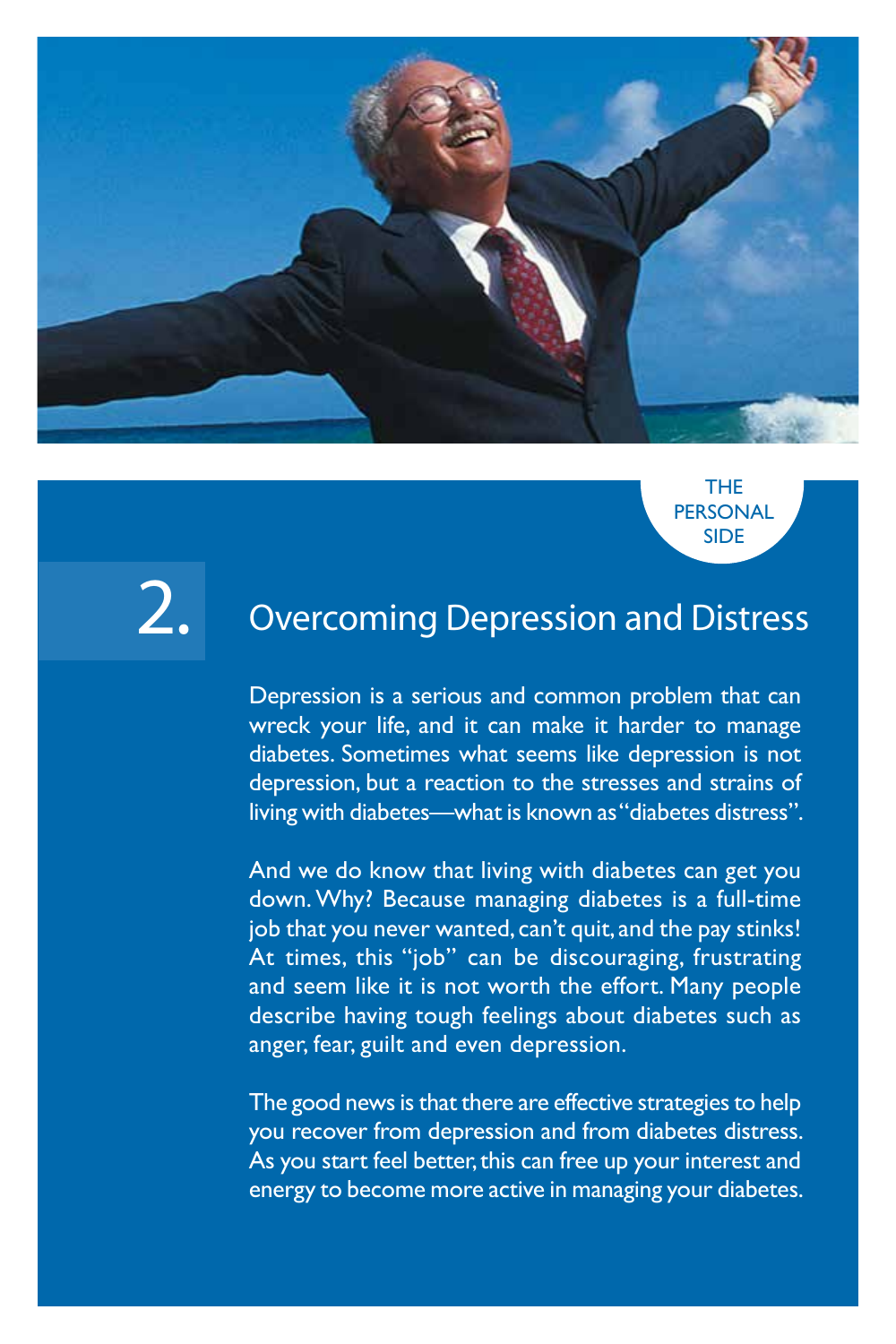THE PERSONAL SIDE

# 2. Overcoming Depression and Distress

Depression is a serious and common problem that can wreck your life, and it can make it harder to manage diabetes. Sometimes what seems like depression is not depression, but a reaction to the stresses and strains of living with diabetes—what is known as "diabetes distress".

And we do know that living with diabetes can get you down. Why? Because managing diabetes is a full-time job that you never wanted, can't quit, and the pay stinks! At times, this "job" can be discouraging, frustrating and seem like it is not worth the effort. Many people describe having tough feelings about diabetes such as anger, fear, guilt and even depression.

The good news is that there are effective strategies to help you recover from depression and from diabetes distress. As you start feel better, this can free up your interest and energy to become more active in managing your diabetes.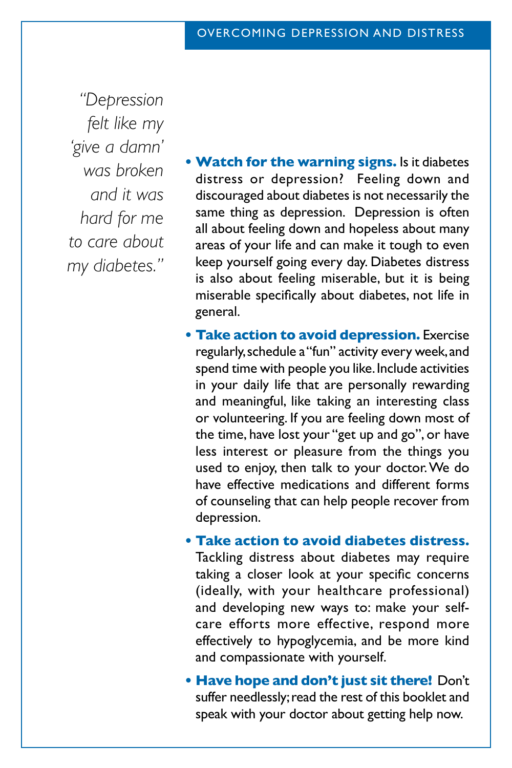*"Depression felt like my 'give a damn' was broken and it was hard for me to care about my diabetes."*

- **Watch for the warning signs.** Is it diabetes distress or depression? Feeling down and discouraged about diabetes is not necessarily the same thing as depression. Depression is often all about feeling down and hopeless about many areas of your life and can make it tough to even keep yourself going every day. Diabetes distress is also about feeling miserable, but it is being miserable specifically about diabetes, not life in general.
- **Take action to avoid depression.** Exercise regularly, schedule a "fun" activity every week, and spend time with people you like. Include activities in your daily life that are personally rewarding and meaningful, like taking an interesting class or volunteering. If you are feeling down most of the time, have lost your "get up and go", or have less interest or pleasure from the things you used to enjoy, then talk to your doctor. We do have effective medications and different forms of counseling that can help people recover from depression.
- **Take action to avoid diabetes distress.** Tackling distress about diabetes may require taking a closer look at your specific concerns (ideally, with your healthcare professional) and developing new ways to: make your self-care efforts more effective, respond more effectively to hypoglycemia, and be more kind and compassionate with yourself.
- **Have hope and don't just sit there!** Don't suffer needlessly; read the rest of this booklet and speak with your doctor about getting help now.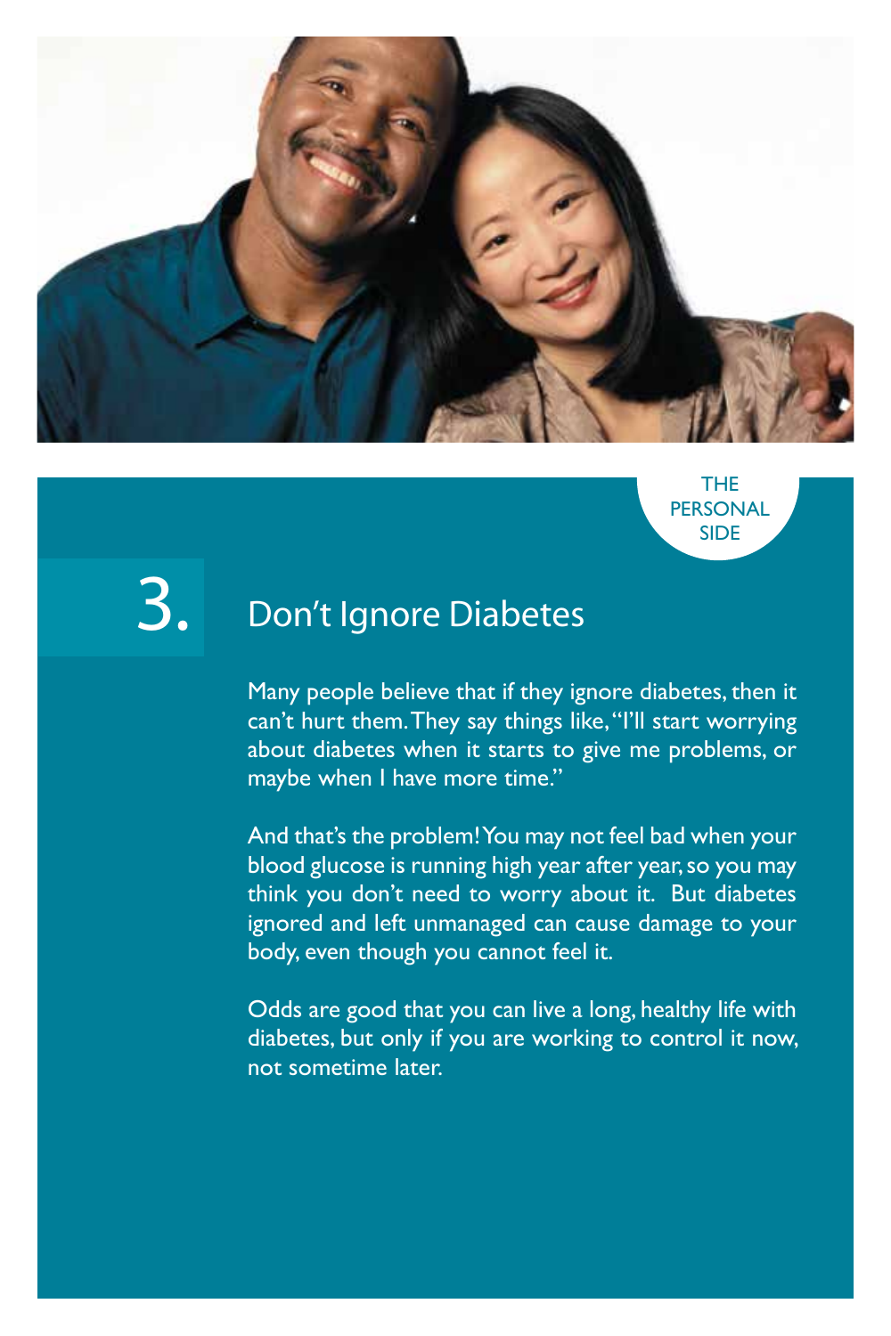THE PERSONAL SIDE

## 3. Don't Ignore Diabetes

Many people believe that if they ignore diabetes, then it can't hurt them. They say things like, "I'll start worrying about diabetes when it starts to give me problems, or maybe when I have more time."

And that's the problem! You may not feel bad when your blood glucose is running high year after year, so you may think you don't need to worry about it. But diabetes ignored and left unmanaged can cause damage to your body, even though you cannot feel it.

Odds are good that you can live a long, healthy life with diabetes, but only if you are working to control it now, not sometime later.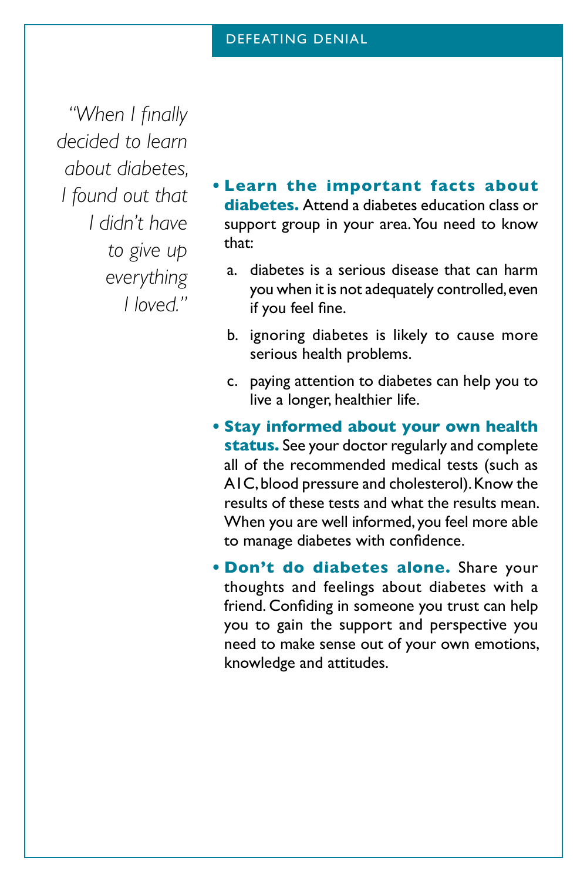*"When I finally decided to learn about diabetes, I found out that I didn't have to give up everything I loved."*

- **Learn the important facts about diabetes.** Attend a diabetes education class or support group in your area. You need to know that:
  a. diabetes is a serious disease that can harm you when it is not adequately controlled, even if you feel fine.
  b. ignoring diabetes is likely to cause more serious health problems.
  c. paying attention to diabetes can help you to live a longer, healthier life.
- **Stay informed about your own health status.** See your doctor regularly and complete all of the recommended medical tests (such as A1C, blood pressure and cholesterol). Know the results of these tests and what the results mean. When you are well informed, you feel more able to manage diabetes with confidence.
- **Don't do diabetes alone.** Share your thoughts and feelings about diabetes with a friend. Confiding in someone you trust can help you to gain the support and perspective you need to make sense out of your own emotions, knowledge and attitudes.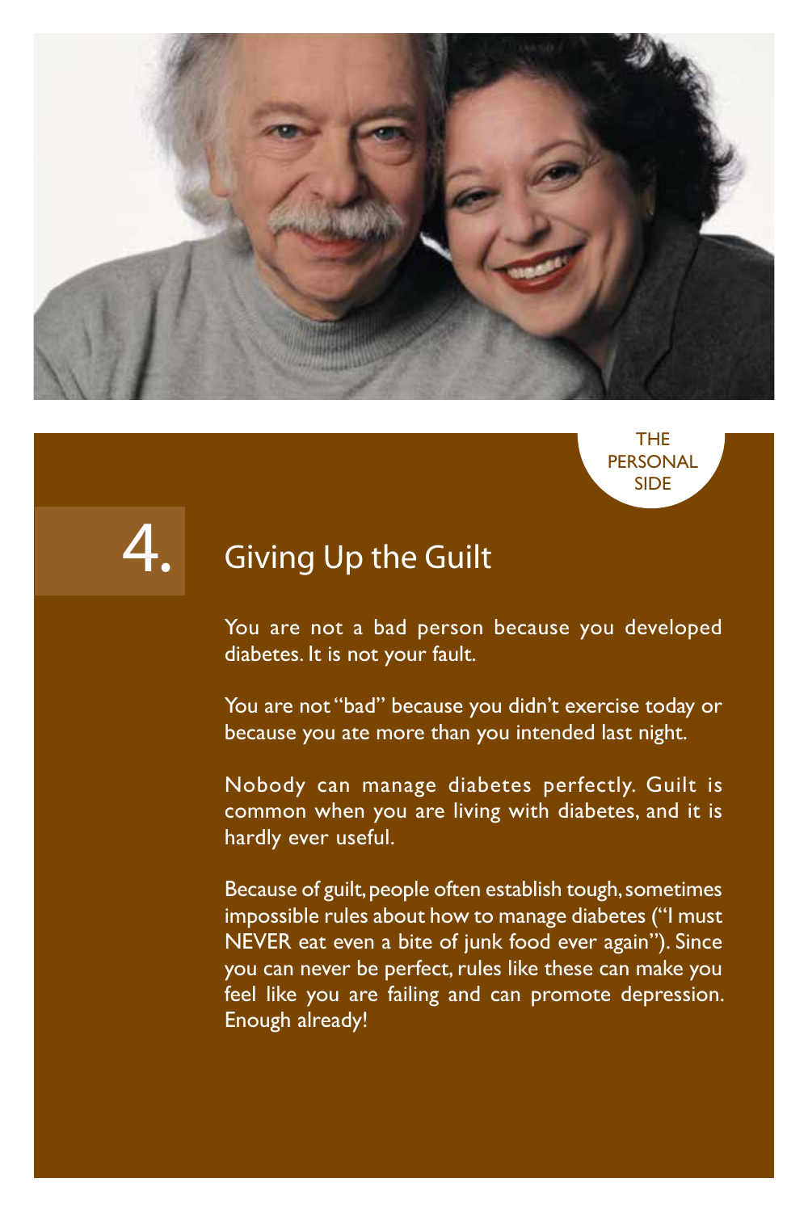THE PERSONAL SIDE

## 4. Giving Up the Guilt

You are not a bad person because you developed diabetes. It is not your fault.

You are not "bad" because you didn't exercise today or because you ate more than you intended last night.

Nobody can manage diabetes perfectly. Guilt is common when you are living with diabetes, and it is hardly ever useful.

Because of guilt, people often establish tough, sometimes impossible rules about how to manage diabetes ("I must NEVER eat even a bite of junk food ever again"). Since you can never be perfect, rules like these can make you feel like you are failing and can promote depression. Enough already!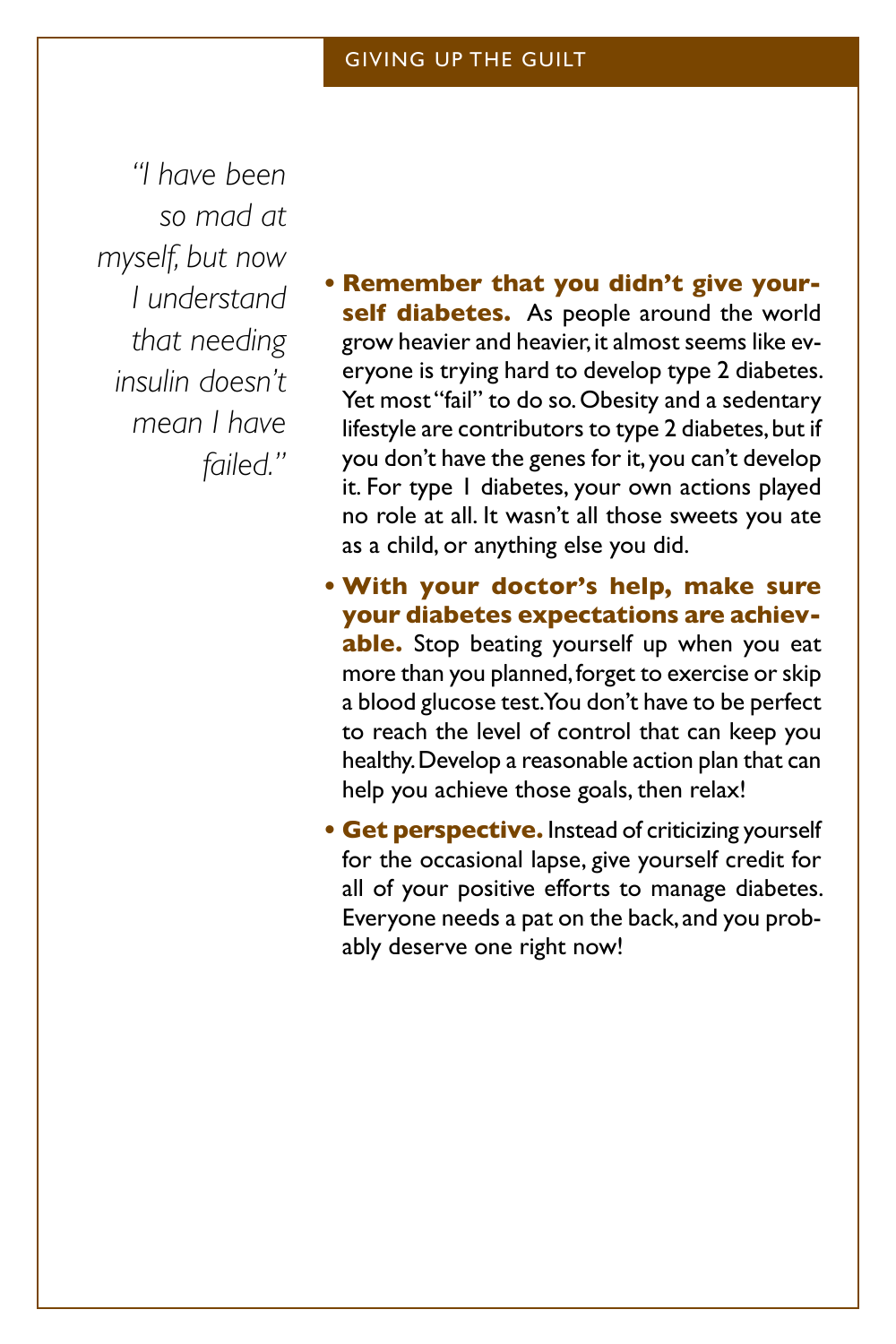## GIVING UP THE GUILT

*"I have been so mad at myself, but now I understand that needing insulin doesn't mean I have failed."*

- **Remember that you didn't give yourself diabetes.** As people around the world grow heavier and heavier, it almost seems like everyone is trying hard to develop type 2 diabetes. Yet most "fail" to do so. Obesity and a sedentary lifestyle are contributors to type 2 diabetes, but if you don't have the genes for it, you can't develop it. For type 1 diabetes, your own actions played no role at all. It wasn't all those sweets you ate as a child, or anything else you did.
- **With your doctor's help, make sure your diabetes expectations are achievable.** Stop beating yourself up when you eat more than you planned, forget to exercise or skip a blood glucose test. You don't have to be perfect to reach the level of control that can keep you healthy. Develop a reasonable action plan that can help you achieve those goals, then relax!
- **Get perspective.** Instead of criticizing yourself for the occasional lapse, give yourself credit for all of your positive efforts to manage diabetes. Everyone needs a pat on the back, and you probably deserve one right now!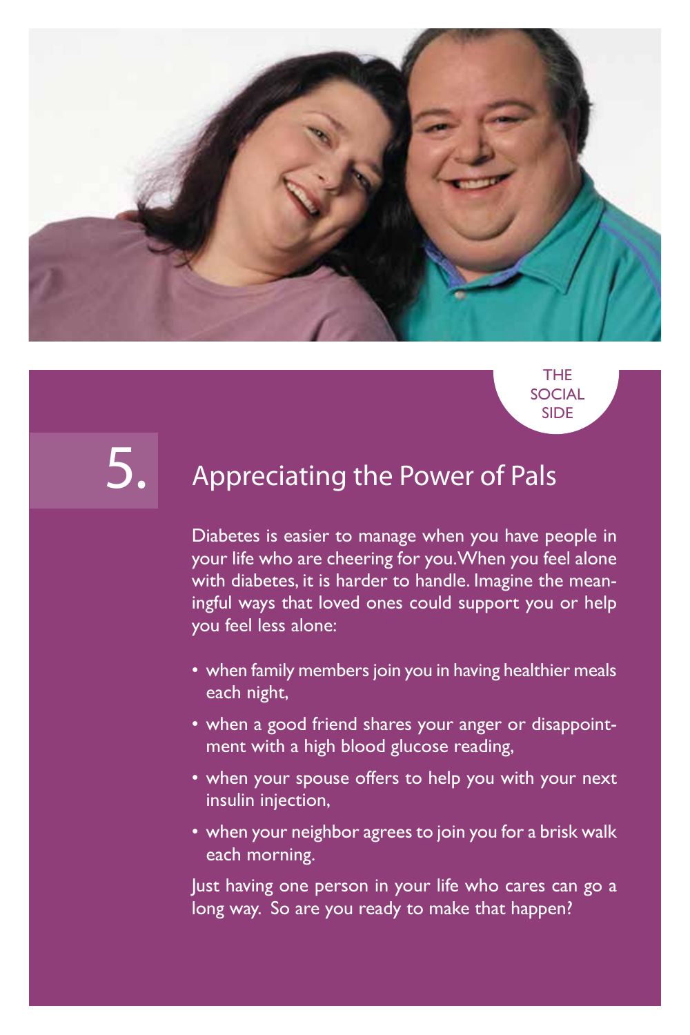THE SOCIAL SIDE

# 5. Appreciating the Power of Pals

Diabetes is easier to manage when you have people in your life who are cheering for you. When you feel alone with diabetes, it is harder to handle. Imagine the meaningful ways that loved ones could support you or help you feel less alone:

- when family members join you in having healthier meals each night,
- when a good friend shares your anger or disappointment with a high blood glucose reading,
- when your spouse offers to help you with your next insulin injection,
- when your neighbor agrees to join you for a brisk walk each morning.

Just having one person in your life who cares can go a long way. So are you ready to make that happen?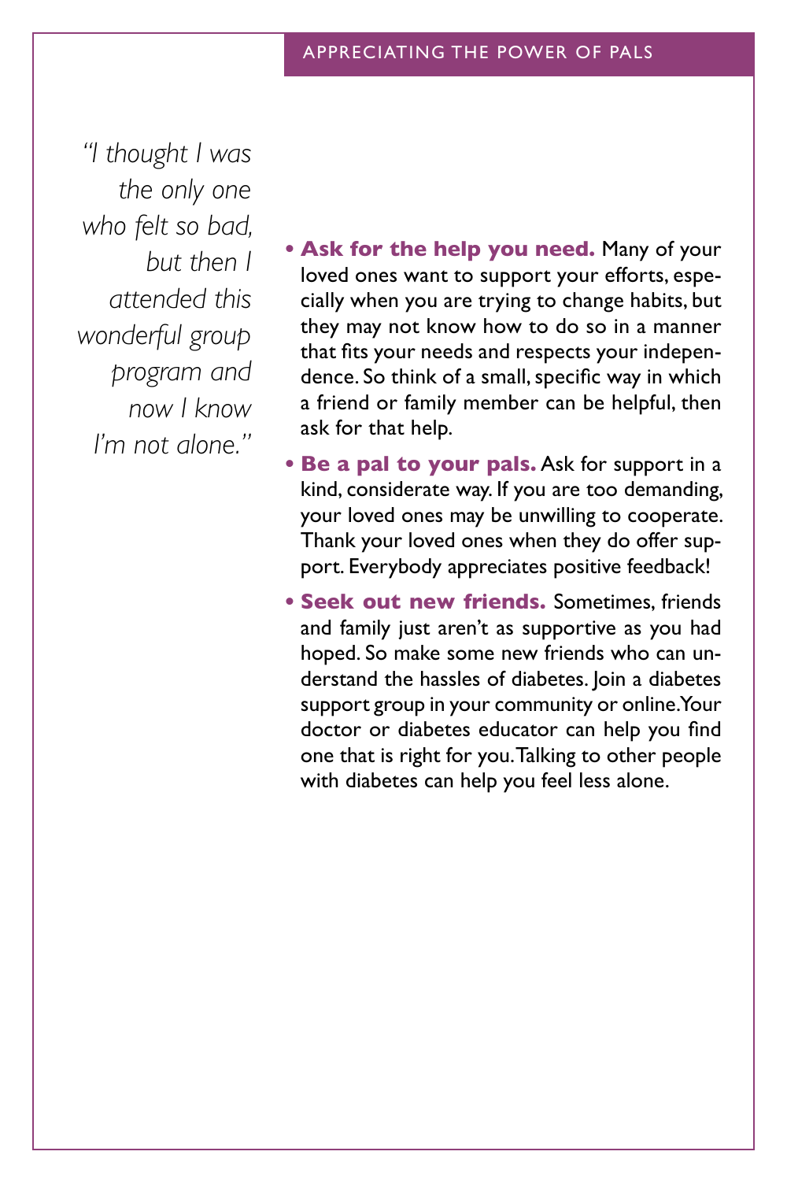*"I thought I was the only one who felt so bad, but then I attended this wonderful group program and now I know I'm not alone."*

- **Ask for the help you need.** Many of your loved ones want to support your efforts, especially when you are trying to change habits, but they may not know how to do so in a manner that fits your needs and respects your independence. So think of a small, specific way in which a friend or family member can be helpful, then ask for that help.
- **Be a pal to your pals.** Ask for support in a kind, considerate way. If you are too demanding, your loved ones may be unwilling to cooperate. Thank your loved ones when they do offer support. Everybody appreciates positive feedback!
- **Seek out new friends.** Sometimes, friends and family just aren't as supportive as you had hoped. So make some new friends who can understand the hassles of diabetes. Join a diabetes support group in your community or online. Your doctor or diabetes educator can help you find one that is right for you. Talking to other people with diabetes can help you feel less alone.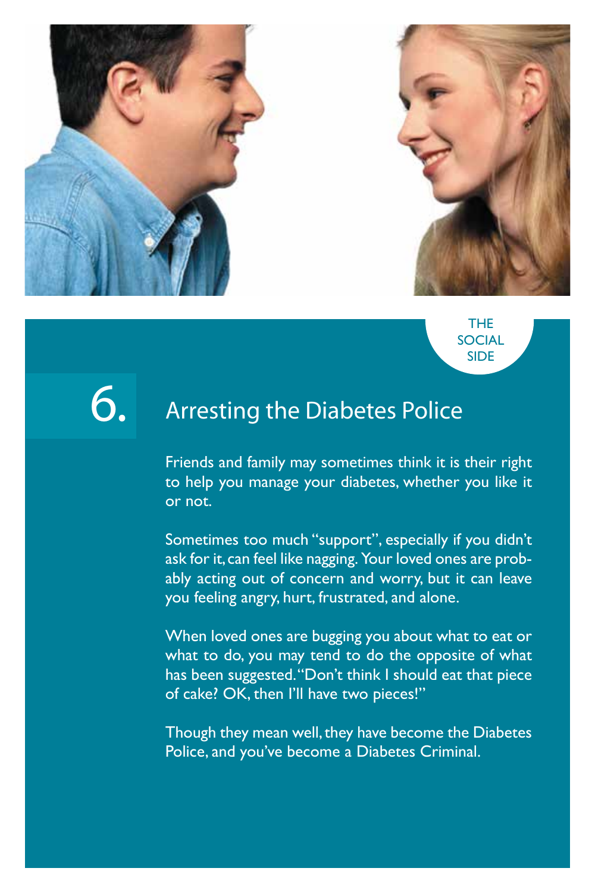THE SOCIAL SIDE

# 6. Arresting the Diabetes Police

Friends and family may sometimes think it is their right to help you manage your diabetes, whether you like it or not.

Sometimes too much "support", especially if you didn't ask for it, can feel like nagging. Your loved ones are probably acting out of concern and worry, but it can leave you feeling angry, hurt, frustrated, and alone.

When loved ones are bugging you about what to eat or what to do, you may tend to do the opposite of what has been suggested. "Don't think I should eat that piece of cake? OK, then I'll have two pieces!"

Though they mean well, they have become the Diabetes Police, and you've become a Diabetes Criminal.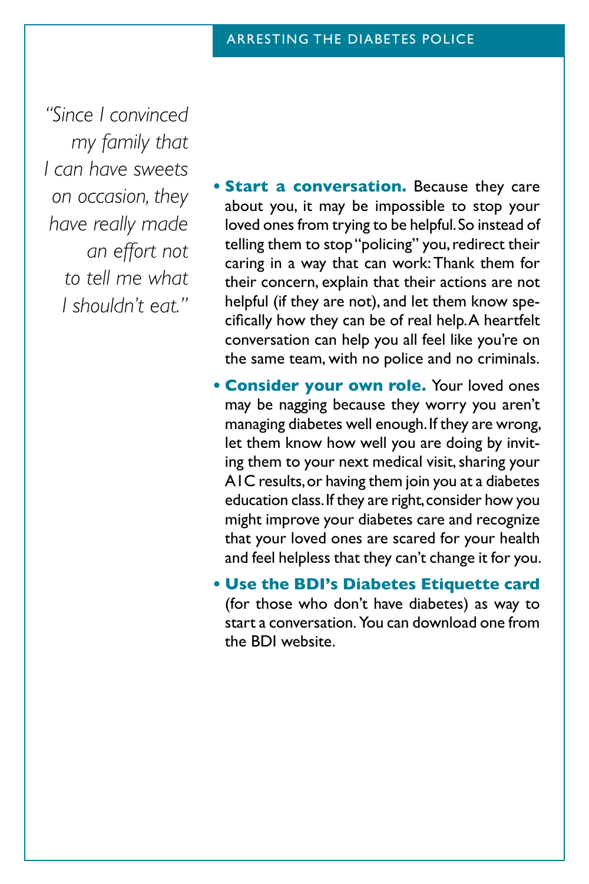*"Since I convinced my family that I can have sweets on occasion, they have really made an effort not to tell me what I shouldn't eat."*

- **Start a conversation.** Because they care about you, it may be impossible to stop your loved ones from trying to be helpful. So instead of telling them to stop "policing" you, redirect their caring in a way that can work: Thank them for their concern, explain that their actions are not helpful (if they are not), and let them know specifically how they can be of real help. A heartfelt conversation can help you all feel like you're on the same team, with no police and no criminals.
- **Consider your own role.** Your loved ones may be nagging because they worry you aren't managing diabetes well enough. If they are wrong, let them know how well you are doing by inviting them to your next medical visit, sharing your A1C results, or having them join you at a diabetes education class. If they are right, consider how you might improve your diabetes care and recognize that your loved ones are scared for your health and feel helpless that they can't change it for you.
- **Use the BDI's Diabetes Etiquette card** (for those who don't have diabetes) as way to start a conversation. You can download one from the BDI website.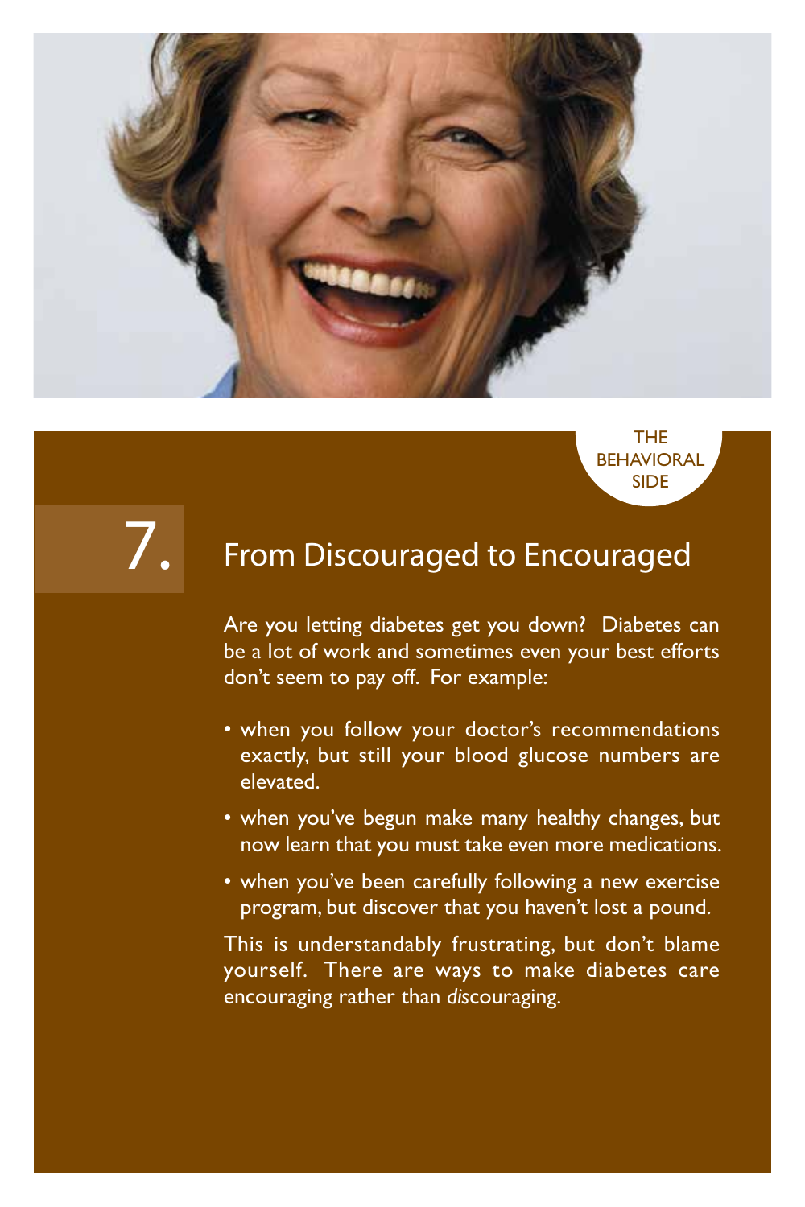THE BEHAVIORAL SIDE

# 7. From Discouraged to Encouraged

Are you letting diabetes get you down? Diabetes can be a lot of work and sometimes even your best efforts don't seem to pay off. For example:

- when you follow your doctor's recommendations exactly, but still your blood glucose numbers are elevated.
- when you've begun make many healthy changes, but now learn that you must take even more medications.
- when you've been carefully following a new exercise program, but discover that you haven't lost a pound.

This is understandably frustrating, but don't blame yourself. There are ways to make diabetes care encouraging rather than *dis*couraging.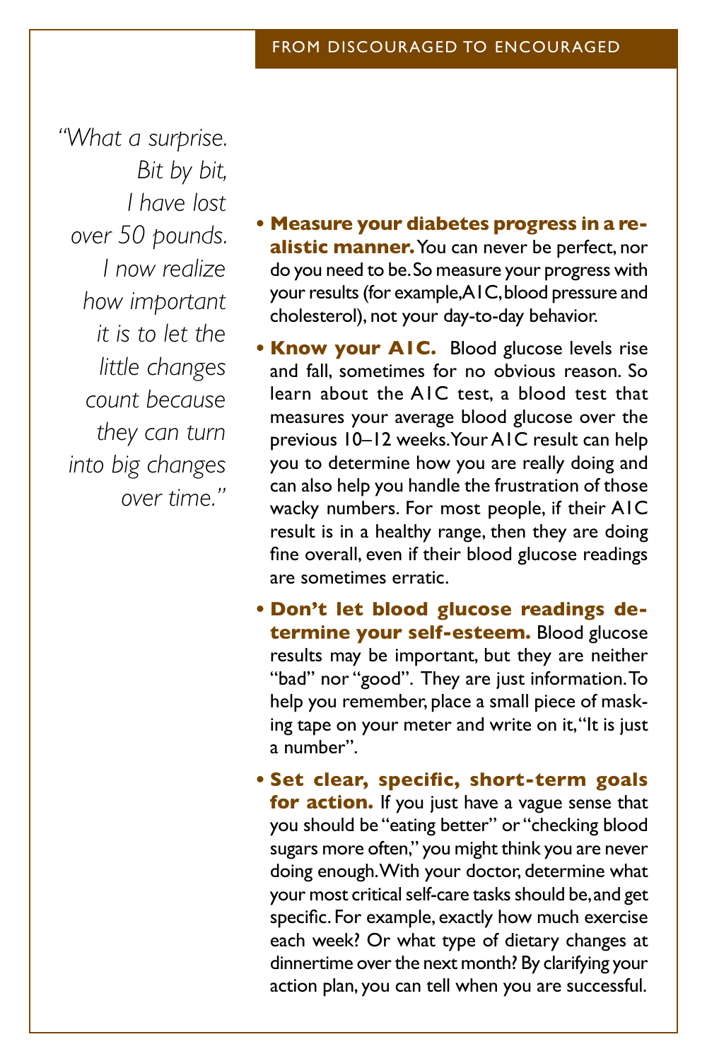*"What a surprise. Bit by bit, I have lost over 50 pounds. I now realize how important it is to let the little changes count because they can turn into big changes over time."*

- **Measure your diabetes progress in a realistic manner.** You can never be perfect, nor do you need to be. So measure your progress with your results (for example, A1C, blood pressure and cholesterol), not your day-to-day behavior.
- **Know your A1C.** Blood glucose levels rise and fall, sometimes for no obvious reason. So learn about the A1C test, a blood test that measures your average blood glucose over the previous 10–12 weeks. Your A1C result can help you to determine how you are really doing and can also help you handle the frustration of those wacky numbers. For most people, if their A1C result is in a healthy range, then they are doing fine overall, even if their blood glucose readings are sometimes erratic.
- **Don't let blood glucose readings determine your self-esteem.** Blood glucose results may be important, but they are neither "bad" nor "good". They are just information. To help you remember, place a small piece of masking tape on your meter and write on it, "It is just a number".
- **Set clear, specific, short-term goals for action.** If you just have a vague sense that you should be "eating better" or "checking blood sugars more often," you might think you are never doing enough. With your doctor, determine what your most critical self-care tasks should be, and get specific. For example, exactly how much exercise each week? Or what type of dietary changes at dinnertime over the next month? By clarifying your action plan, you can tell when you are successful.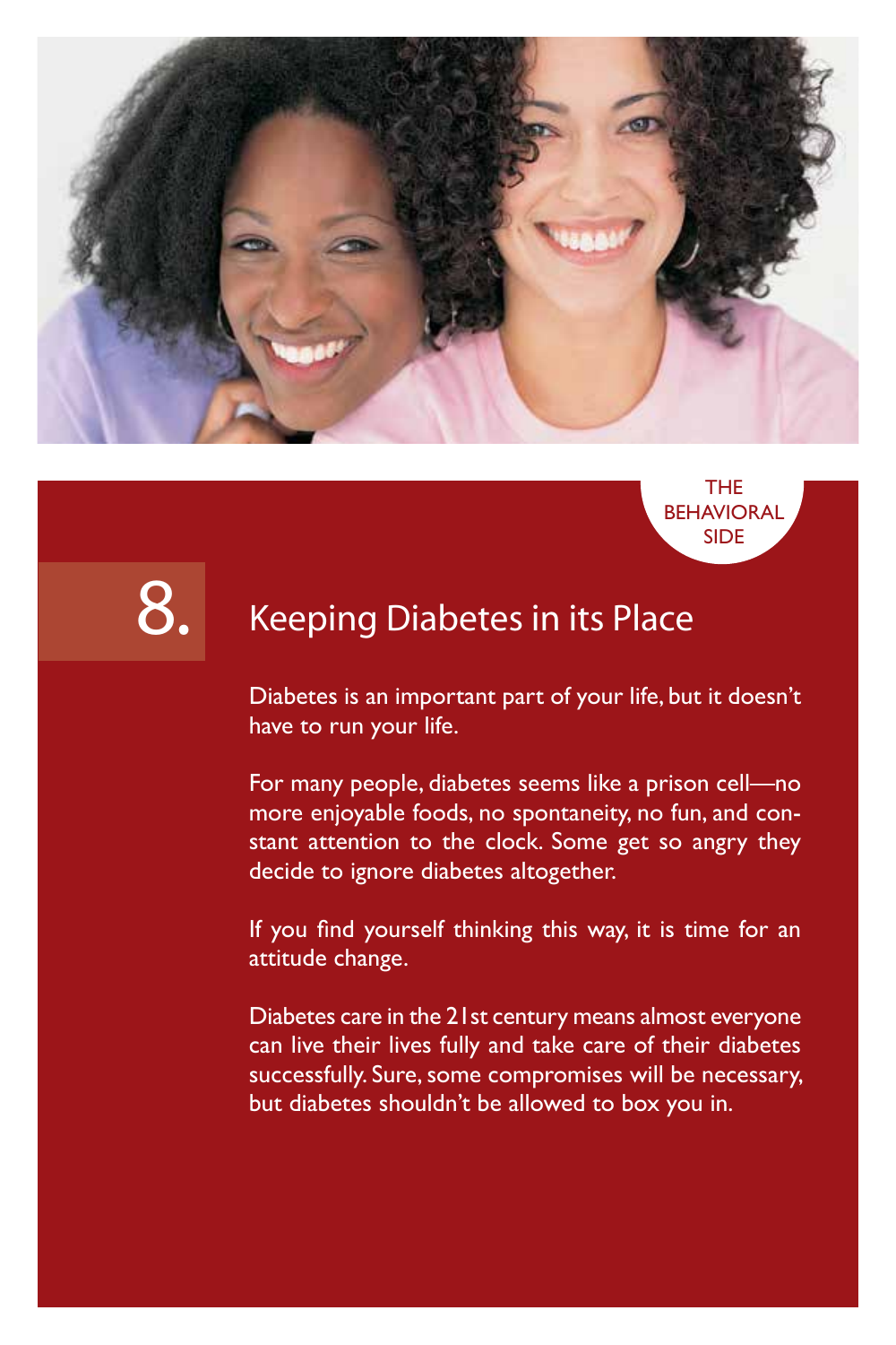THE BEHAVIORAL SIDE

# 8. Keeping Diabetes in its Place

Diabetes is an important part of your life, but it doesn't have to run your life.

For many people, diabetes seems like a prison cell—no more enjoyable foods, no spontaneity, no fun, and constant attention to the clock. Some get so angry they decide to ignore diabetes altogether.

If you find yourself thinking this way, it is time for an attitude change.

Diabetes care in the 21st century means almost everyone can live their lives fully and take care of their diabetes successfully. Sure, some compromises will be necessary, but diabetes shouldn't be allowed to box you in.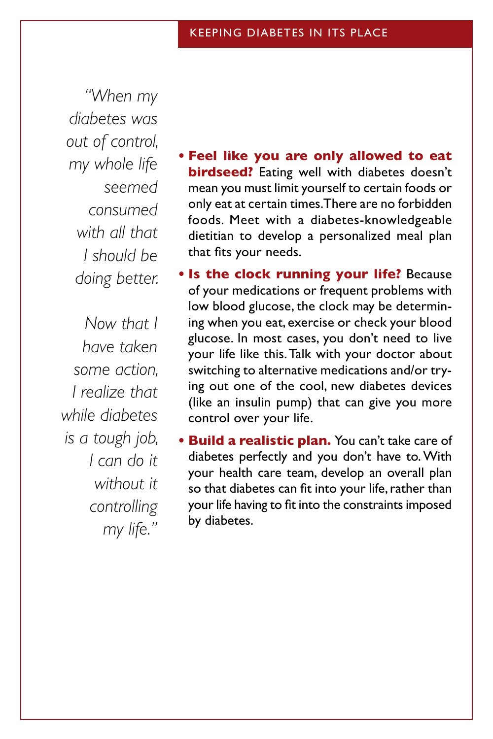*"When my diabetes was out of control, my whole life seemed consumed with all that I should be doing better.*

*Now that I have taken some action, I realize that while diabetes is a tough job, I can do it without it controlling my life."*

- **Feel like you are only allowed to eat birdseed?** Eating well with diabetes doesn't mean you must limit yourself to certain foods or only eat at certain times. There are no forbidden foods. Meet with a diabetes-knowledgeable dietitian to develop a personalized meal plan that fits your needs.
- **Is the clock running your life?** Because of your medications or frequent problems with low blood glucose, the clock may be determining when you eat, exercise or check your blood glucose. In most cases, you don't need to live your life like this. Talk with your doctor about switching to alternative medications and/or trying out one of the cool, new diabetes devices (like an insulin pump) that can give you more control over your life.
- **Build a realistic plan.** You can't take care of diabetes perfectly and you don't have to. With your health care team, develop an overall plan so that diabetes can fit into your life, rather than your life having to fit into the constraints imposed by diabetes.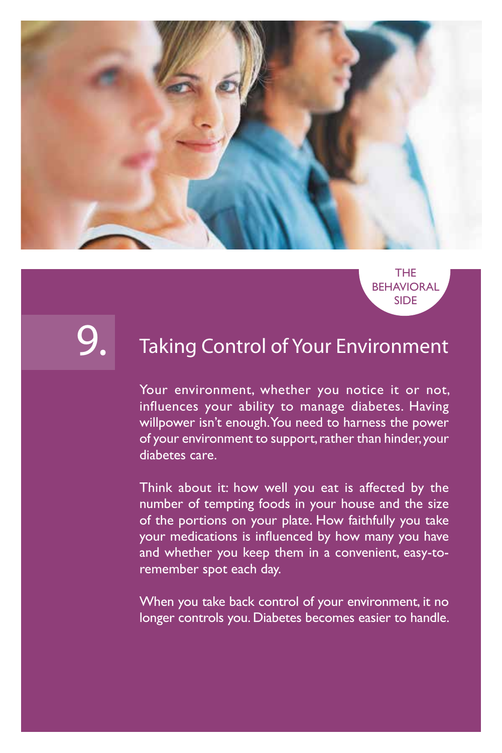THE BEHAVIORAL SIDE

# 9. Taking Control of Your Environment

Your environment, whether you notice it or not, influences your ability to manage diabetes. Having willpower isn't enough. You need to harness the power of your environment to support, rather than hinder, your diabetes care.

Think about it: how well you eat is affected by the number of tempting foods in your house and the size of the portions on your plate. How faithfully you take your medications is influenced by how many you have and whether you keep them in a convenient, easy-to-remember spot each day.

When you take back control of your environment, it no longer controls you. Diabetes becomes easier to handle.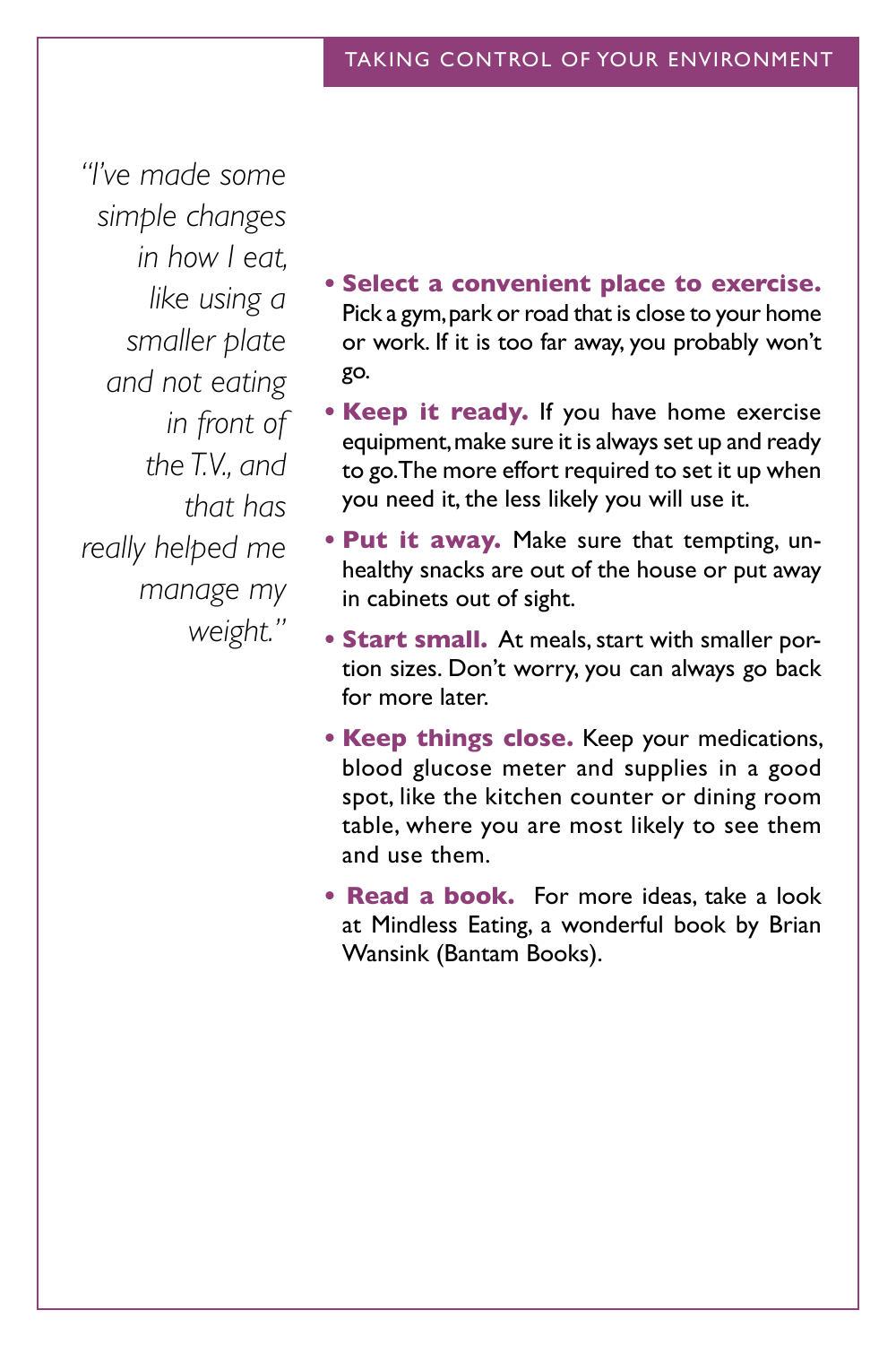*"I've made some simple changes in how I eat, like using a smaller plate and not eating in front of the T.V., and that has really helped me manage my weight."*

- **Select a convenient place to exercise.** Pick a gym, park or road that is close to your home or work. If it is too far away, you probably won't go.
- **Keep it ready.** If you have home exercise equipment, make sure it is always set up and ready to go. The more effort required to set it up when you need it, the less likely you will use it.
- **Put it away.** Make sure that tempting, unhealthy snacks are out of the house or put away in cabinets out of sight.
- **Start small.** At meals, start with smaller portion sizes. Don't worry, you can always go back for more later.
- **Keep things close.** Keep your medications, blood glucose meter and supplies in a good spot, like the kitchen counter or dining room table, where you are most likely to see them and use them.
- **Read a book.** For more ideas, take a look at Mindless Eating, a wonderful book by Brian Wansink (Bantam Books).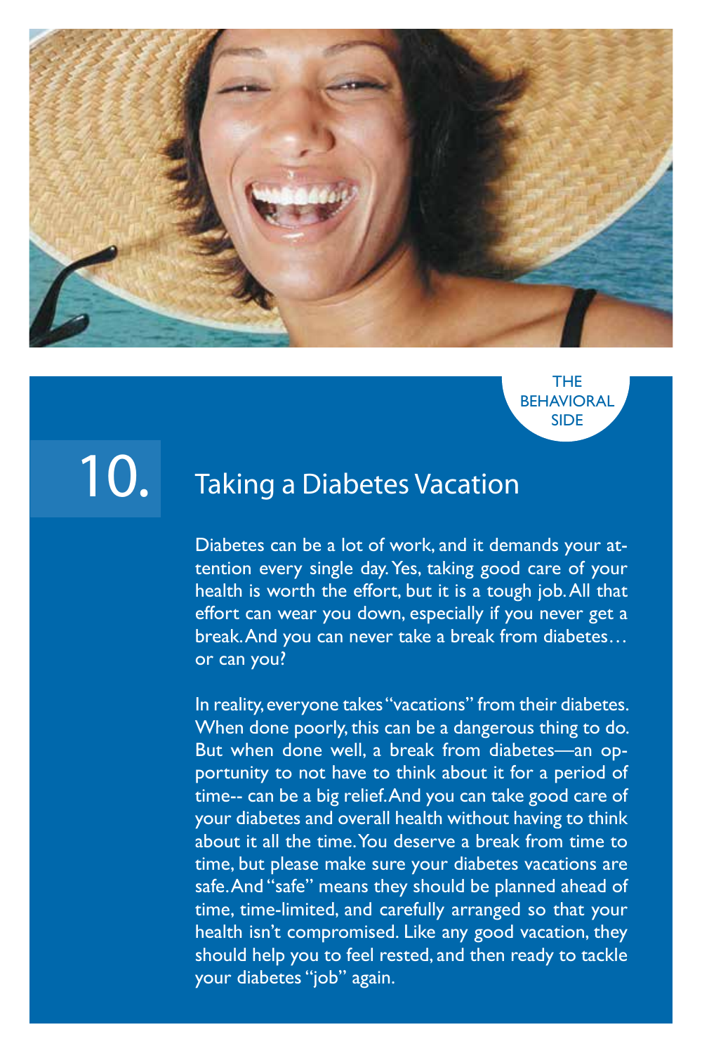THE BEHAVIORAL SIDE

# 10. Taking a Diabetes Vacation

Diabetes can be a lot of work, and it demands your attention every single day. Yes, taking good care of your health is worth the effort, but it is a tough job. All that effort can wear you down, especially if you never get a break. And you can never take a break from diabetes… or can you?

In reality, everyone takes "vacations" from their diabetes. When done poorly, this can be a dangerous thing to do. But when done well, a break from diabetes—an opportunity to not have to think about it for a period of time-- can be a big relief. And you can take good care of your diabetes and overall health without having to think about it all the time. You deserve a break from time to time, but please make sure your diabetes vacations are safe. And "safe" means they should be planned ahead of time, time-limited, and carefully arranged so that your health isn't compromised. Like any good vacation, they should help you to feel rested, and then ready to tackle your diabetes "job" again.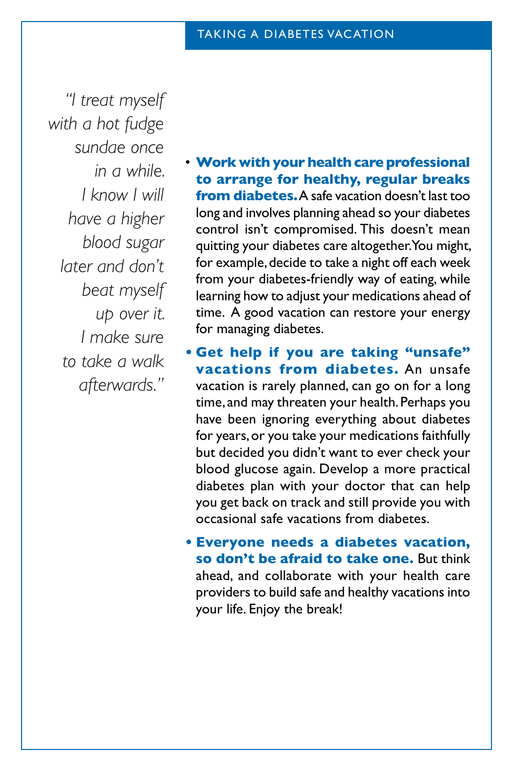*"I treat myself with a hot fudge sundae once in a while. I know I will have a higher blood sugar later and don't beat myself up over it. I make sure to take a walk afterwards."*

- **Work with your health care professional to arrange for healthy, regular breaks from diabetes.** A safe vacation doesn't last too long and involves planning ahead so your diabetes control isn't compromised. This doesn't mean quitting your diabetes care altogether. You might, for example, decide to take a night off each week from your diabetes-friendly way of eating, while learning how to adjust your medications ahead of time. A good vacation can restore your energy for managing diabetes.
- **Get help if you are taking "unsafe" vacations from diabetes.** An unsafe vacation is rarely planned, can go on for a long time, and may threaten your health. Perhaps you have been ignoring everything about diabetes for years, or you take your medications faithfully but decided you didn't want to ever check your blood glucose again. Develop a more practical diabetes plan with your doctor that can help you get back on track and still provide you with occasional safe vacations from diabetes.
- **Everyone needs a diabetes vacation, so don't be afraid to take one.** But think ahead, and collaborate with your health care providers to build safe and healthy vacations into your life. Enjoy the break!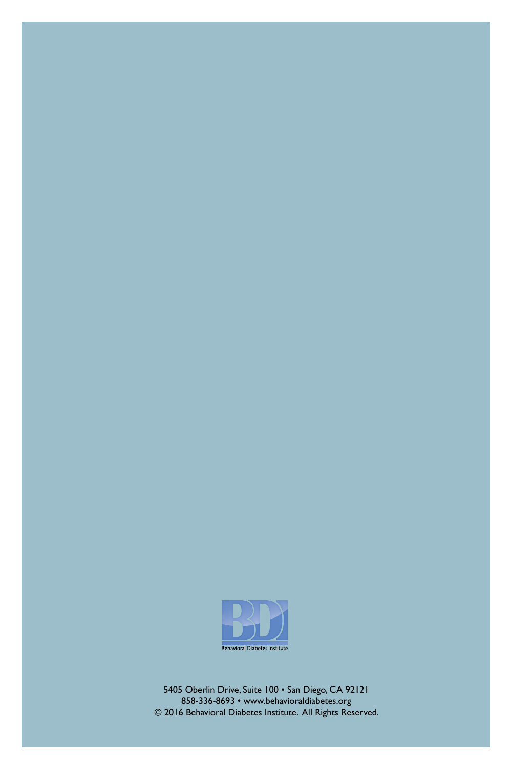BDI

Behavioral Diabetes Institute

5405 Oberlin Drive, Suite 100 • San Diego, CA 92121
858-336-8693 • www.behavioraldiabetes.org
© 2016 Behavioral Diabetes Institute. All Rights Reserved.